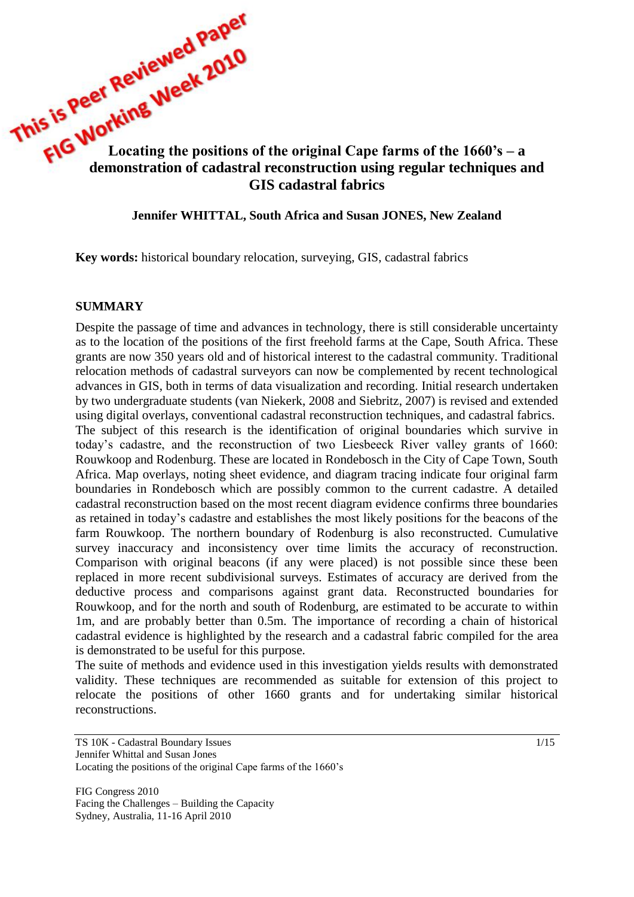This is Peer Reviewed Paper
FIG Working Week 2010

# Locating the positions of the original Cape farms of the 1660's – a demonstration of cadastral reconstruction using regular techniques and GIS cadastral fabrics

**Jennifer WHITTAL, South Africa and Susan JONES, New Zealand**

**Key words:** historical boundary relocation, surveying, GIS, cadastral fabrics

## SUMMARY

Despite the passage of time and advances in technology, there is still considerable uncertainty as to the location of the positions of the first freehold farms at the Cape, South Africa. These grants are now 350 years old and of historical interest to the cadastral community. Traditional relocation methods of cadastral surveyors can now be complemented by recent technological advances in GIS, both in terms of data visualization and recording. Initial research undertaken by two undergraduate students (van Niekerk, 2008 and Siebritz, 2007) is revised and extended using digital overlays, conventional cadastral reconstruction techniques, and cadastral fabrics. The subject of this research is the identification of original boundaries which survive in today's cadastre, and the reconstruction of two Liesbeeck River valley grants of 1660: Rouwkoop and Rodenburg. These are located in Rondebosch in the City of Cape Town, South Africa. Map overlays, noting sheet evidence, and diagram tracing indicate four original farm boundaries in Rondebosch which are possibly common to the current cadastre. A detailed cadastral reconstruction based on the most recent diagram evidence confirms three boundaries as retained in today's cadastre and establishes the most likely positions for the beacons of the farm Rouwkoop. The northern boundary of Rodenburg is also reconstructed. Cumulative survey inaccuracy and inconsistency over time limits the accuracy of reconstruction. Comparison with original beacons (if any were placed) is not possible since these been replaced in more recent subdivisional surveys. Estimates of accuracy are derived from the deductive process and comparisons against grant data. Reconstructed boundaries for Rouwkoop, and for the north and south of Rodenburg, are estimated to be accurate to within 1m, and are probably better than 0.5m. The importance of recording a chain of historical cadastral evidence is highlighted by the research and a cadastral fabric compiled for the area is demonstrated to be useful for this purpose.

The suite of methods and evidence used in this investigation yields results with demonstrated validity. These techniques are recommended as suitable for extension of this project to relocate the positions of other 1660 grants and for undertaking similar historical reconstructions.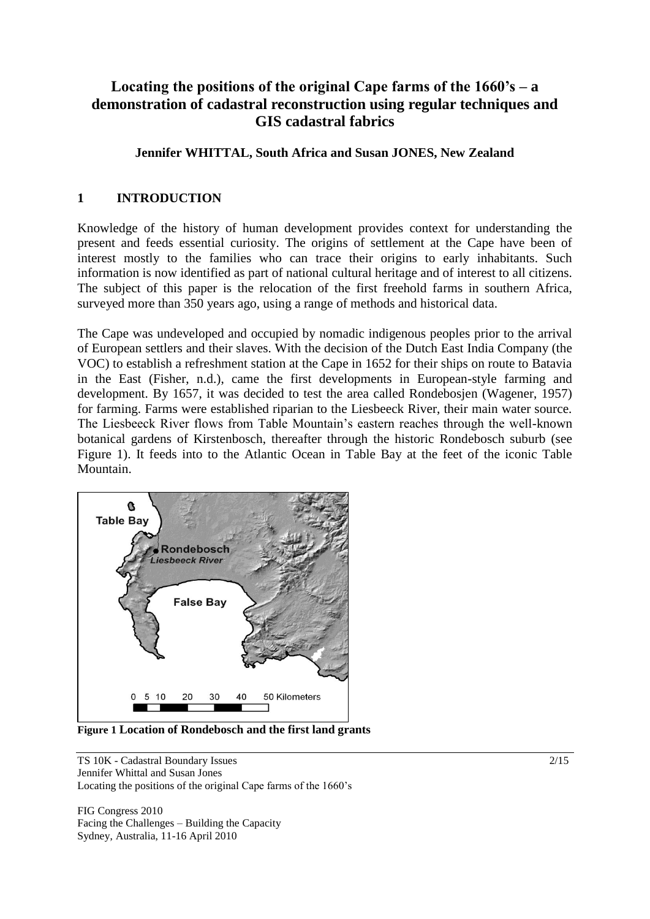# Locating the positions of the original Cape farms of the 1660's – a demonstration of cadastral reconstruction using regular techniques and GIS cadastral fabrics

**Jennifer WHITTAL, South Africa and Susan JONES, New Zealand**

## 1 INTRODUCTION

Knowledge of the history of human development provides context for understanding the present and feeds essential curiosity. The origins of settlement at the Cape have been of interest mostly to the families who can trace their origins to early inhabitants. Such information is now identified as part of national cultural heritage and of interest to all citizens. The subject of this paper is the relocation of the first freehold farms in southern Africa, surveyed more than 350 years ago, using a range of methods and historical data.

The Cape was undeveloped and occupied by nomadic indigenous peoples prior to the arrival of European settlers and their slaves. With the decision of the Dutch East India Company (the VOC) to establish a refreshment station at the Cape in 1652 for their ships on route to Batavia in the East (Fisher, n.d.), came the first developments in European-style farming and development. By 1657, it was decided to test the area called Rondebosjen (Wagener, 1957) for farming. Farms were established riparian to the Liesbeeck River, their main water source. The Liesbeeck River flows from Table Mountain's eastern reaches through the well-known botanical gardens of Kirstenbosch, thereafter through the historic Rondebosch suburb (see Figure 1). It feeds into to the Atlantic Ocean in Table Bay at the feet of the iconic Table Mountain.

Table Bay
Rondebosch
Liesbeeck River
False Bay
0 5 10 20 30 40 50 Kilometers

**Figure 1 Location of Rondebosch and the first land grants**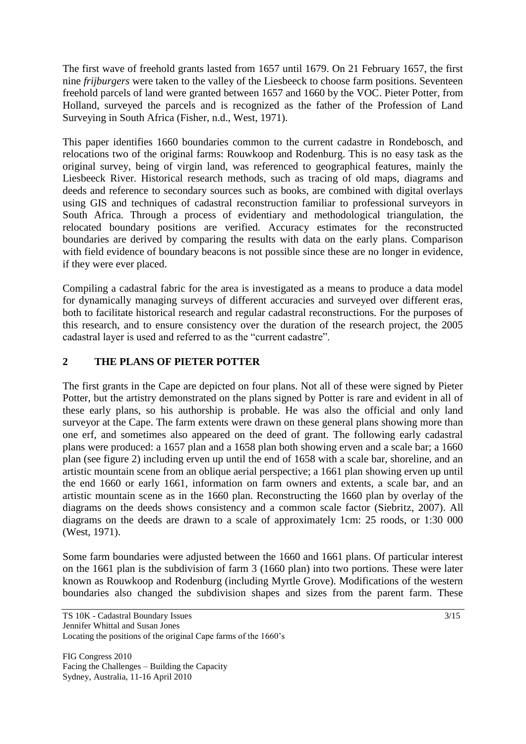The first wave of freehold grants lasted from 1657 until 1679. On 21 February 1657, the first nine *frijburgers* were taken to the valley of the Liesbeeck to choose farm positions. Seventeen freehold parcels of land were granted between 1657 and 1660 by the VOC. Pieter Potter, from Holland, surveyed the parcels and is recognized as the father of the Profession of Land Surveying in South Africa (Fisher, n.d., West, 1971).

This paper identifies 1660 boundaries common to the current cadastre in Rondebosch, and relocations two of the original farms: Rouwkoop and Rodenburg. This is no easy task as the original survey, being of virgin land, was referenced to geographical features, mainly the Liesbeeck River. Historical research methods, such as tracing of old maps, diagrams and deeds and reference to secondary sources such as books, are combined with digital overlays using GIS and techniques of cadastral reconstruction familiar to professional surveyors in South Africa. Through a process of evidentiary and methodological triangulation, the relocated boundary positions are verified. Accuracy estimates for the reconstructed boundaries are derived by comparing the results with data on the early plans. Comparison with field evidence of boundary beacons is not possible since these are no longer in evidence, if they were ever placed.

Compiling a cadastral fabric for the area is investigated as a means to produce a data model for dynamically managing surveys of different accuracies and surveyed over different eras, both to facilitate historical research and regular cadastral reconstructions. For the purposes of this research, and to ensure consistency over the duration of the research project, the 2005 cadastral layer is used and referred to as the "current cadastre".

## 2 THE PLANS OF PIETER POTTER

The first grants in the Cape are depicted on four plans. Not all of these were signed by Pieter Potter, but the artistry demonstrated on the plans signed by Potter is rare and evident in all of these early plans, so his authorship is probable. He was also the official and only land surveyor at the Cape. The farm extents were drawn on these general plans showing more than one erf, and sometimes also appeared on the deed of grant. The following early cadastral plans were produced: a 1657 plan and a 1658 plan both showing erven and a scale bar; a 1660 plan (see figure 2) including erven up until the end of 1658 with a scale bar, shoreline, and an artistic mountain scene from an oblique aerial perspective; a 1661 plan showing erven up until the end 1660 or early 1661, information on farm owners and extents, a scale bar, and an artistic mountain scene as in the 1660 plan. Reconstructing the 1660 plan by overlay of the diagrams on the deeds shows consistency and a common scale factor (Siebritz, 2007). All diagrams on the deeds are drawn to a scale of approximately 1cm: 25 roods, or 1:30 000 (West, 1971).

Some farm boundaries were adjusted between the 1660 and 1661 plans. Of particular interest on the 1661 plan is the subdivision of farm 3 (1660 plan) into two portions. These were later known as Rouwkoop and Rodenburg (including Myrtle Grove). Modifications of the western boundaries also changed the subdivision shapes and sizes from the parent farm. These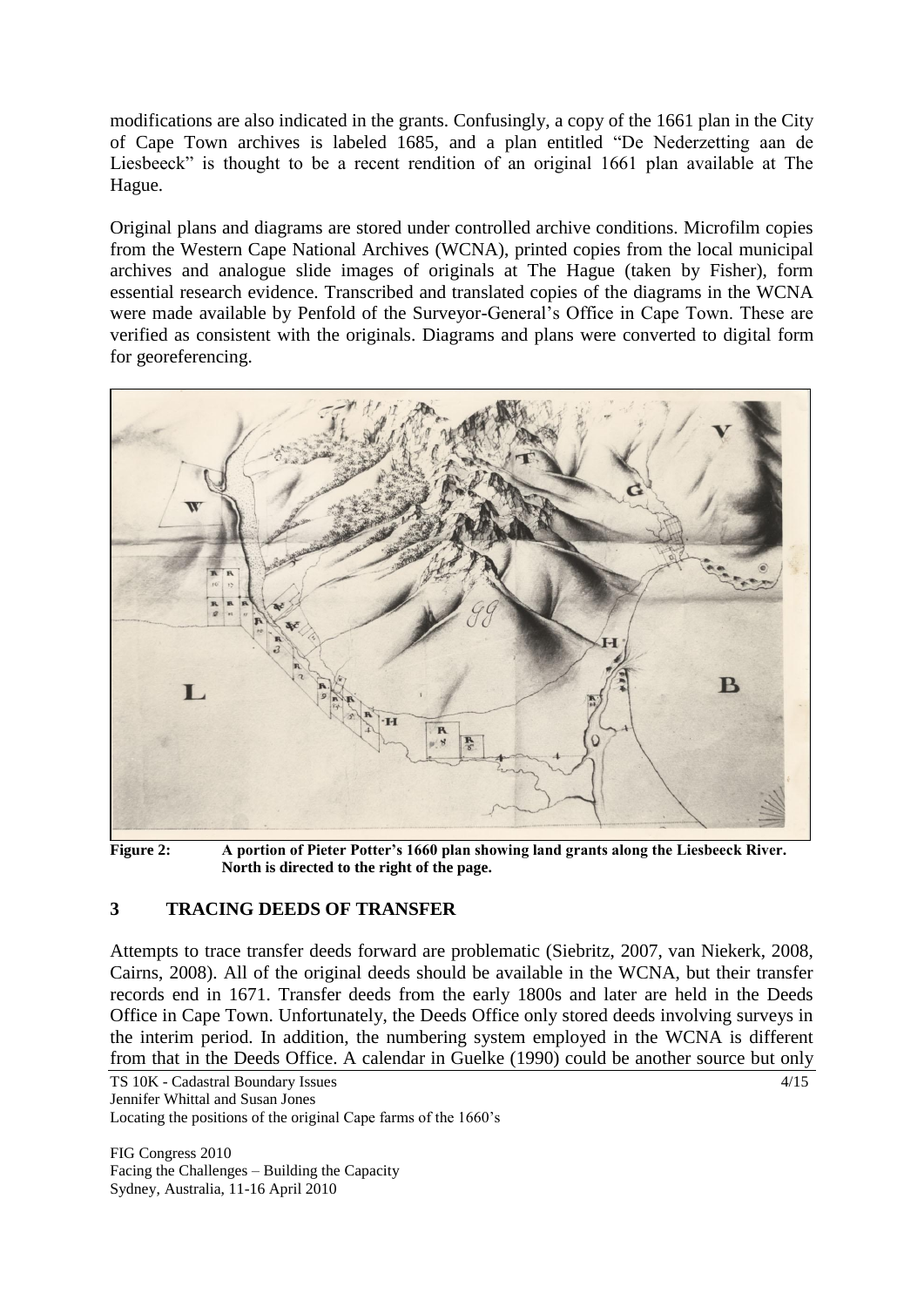modifications are also indicated in the grants. Confusingly, a copy of the 1661 plan in the City of Cape Town archives is labeled 1685, and a plan entitled "De Nederzetting aan de Liesbeeck" is thought to be a recent rendition of an original 1661 plan available at The Hague.

Original plans and diagrams are stored under controlled archive conditions. Microfilm copies from the Western Cape National Archives (WCNA), printed copies from the local municipal archives and analogue slide images of originals at The Hague (taken by Fisher), form essential research evidence. Transcribed and translated copies of the diagrams in the WCNA were made available by Penfold of the Surveyor-General's Office in Cape Town. These are verified as consistent with the originals. Diagrams and plans were converted to digital form for georeferencing.

**Figure 2:** A portion of Pieter Potter's 1660 plan showing land grants along the Liesbeeck River. North is directed to the right of the page.

## 3 TRACING DEEDS OF TRANSFER

Attempts to trace transfer deeds forward are problematic (Siebritz, 2007, van Niekerk, 2008, Cairns, 2008). All of the original deeds should be available in the WCNA, but their transfer records end in 1671. Transfer deeds from the early 1800s and later are held in the Deeds Office in Cape Town. Unfortunately, the Deeds Office only stored deeds involving surveys in the interim period. In addition, the numbering system employed in the WCNA is different from that in the Deeds Office. A calendar in Guelke (1990) could be another source but only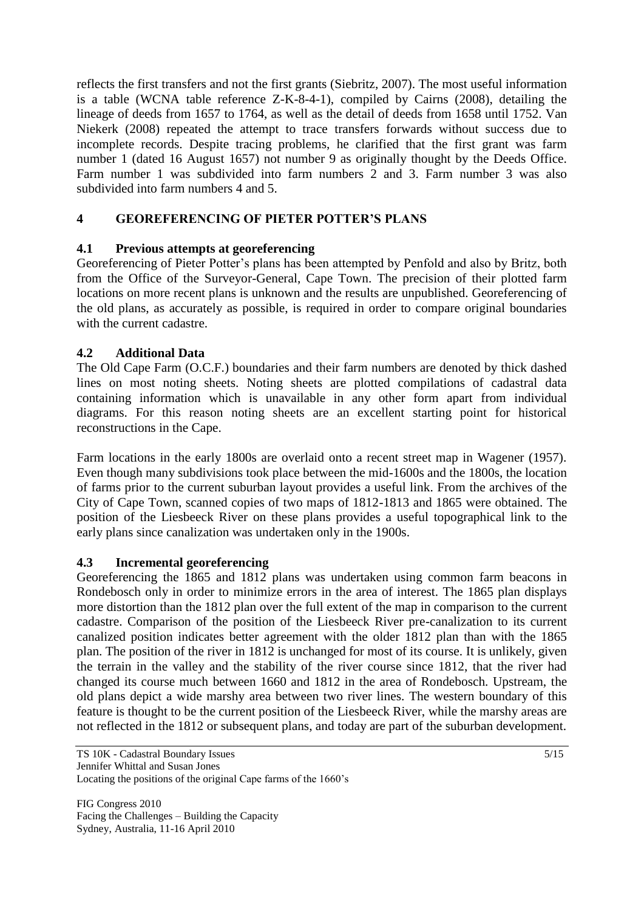reflects the first transfers and not the first grants (Siebritz, 2007). The most useful information is a table (WCNA table reference Z-K-8-4-1), compiled by Cairns (2008), detailing the lineage of deeds from 1657 to 1764, as well as the detail of deeds from 1658 until 1752. Van Niekerk (2008) repeated the attempt to trace transfers forwards without success due to incomplete records. Despite tracing problems, he clarified that the first grant was farm number 1 (dated 16 August 1657) not number 9 as originally thought by the Deeds Office. Farm number 1 was subdivided into farm numbers 2 and 3. Farm number 3 was also subdivided into farm numbers 4 and 5.

## 4 GEOREFERENCING OF PIETER POTTER'S PLANS

### 4.1 Previous attempts at georeferencing

Georeferencing of Pieter Potter's plans has been attempted by Penfold and also by Britz, both from the Office of the Surveyor-General, Cape Town. The precision of their plotted farm locations on more recent plans is unknown and the results are unpublished. Georeferencing of the old plans, as accurately as possible, is required in order to compare original boundaries with the current cadastre.

### 4.2 Additional Data

The Old Cape Farm (O.C.F.) boundaries and their farm numbers are denoted by thick dashed lines on most noting sheets. Noting sheets are plotted compilations of cadastral data containing information which is unavailable in any other form apart from individual diagrams. For this reason noting sheets are an excellent starting point for historical reconstructions in the Cape.

Farm locations in the early 1800s are overlaid onto a recent street map in Wagener (1957). Even though many subdivisions took place between the mid-1600s and the 1800s, the location of farms prior to the current suburban layout provides a useful link. From the archives of the City of Cape Town, scanned copies of two maps of 1812-1813 and 1865 were obtained. The position of the Liesbeeck River on these plans provides a useful topographical link to the early plans since canalization was undertaken only in the 1900s.

### 4.3 Incremental georeferencing

Georeferencing the 1865 and 1812 plans was undertaken using common farm beacons in Rondebosch only in order to minimize errors in the area of interest. The 1865 plan displays more distortion than the 1812 plan over the full extent of the map in comparison to the current cadastre. Comparison of the position of the Liesbeeck River pre-canalization to its current canalized position indicates better agreement with the older 1812 plan than with the 1865 plan. The position of the river in 1812 is unchanged for most of its course. It is unlikely, given the terrain in the valley and the stability of the river course since 1812, that the river had changed its course much between 1660 and 1812 in the area of Rondebosch. Upstream, the old plans depict a wide marshy area between two river lines. The western boundary of this feature is thought to be the current position of the Liesbeeck River, while the marshy areas are not reflected in the 1812 or subsequent plans, and today are part of the suburban development.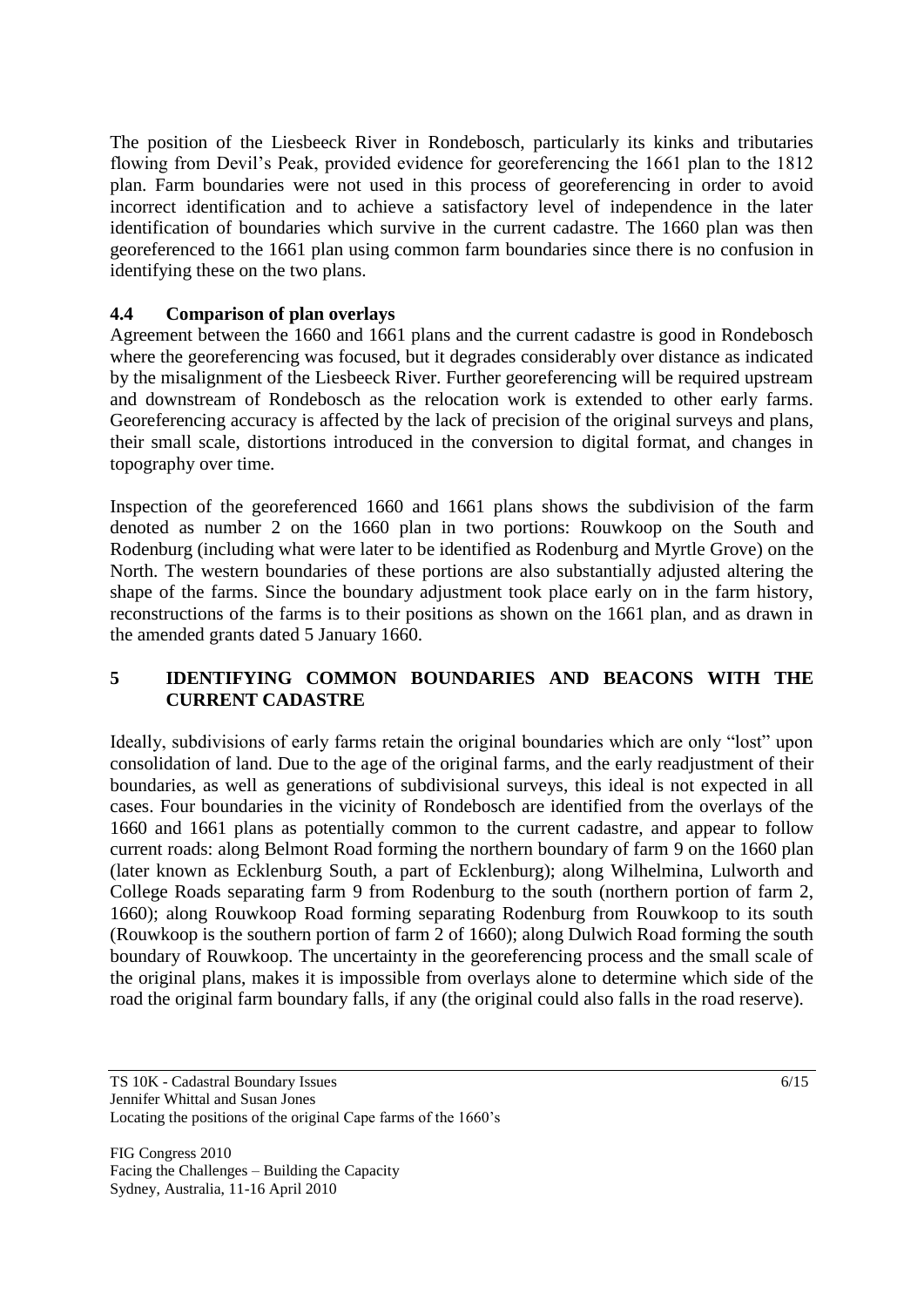The position of the Liesbeeck River in Rondebosch, particularly its kinks and tributaries flowing from Devil's Peak, provided evidence for georeferencing the 1661 plan to the 1812 plan. Farm boundaries were not used in this process of georeferencing in order to avoid incorrect identification and to achieve a satisfactory level of independence in the later identification of boundaries which survive in the current cadastre. The 1660 plan was then georeferenced to the 1661 plan using common farm boundaries since there is no confusion in identifying these on the two plans.

### 4.4 Comparison of plan overlays

Agreement between the 1660 and 1661 plans and the current cadastre is good in Rondebosch where the georeferencing was focused, but it degrades considerably over distance as indicated by the misalignment of the Liesbeeck River. Further georeferencing will be required upstream and downstream of Rondebosch as the relocation work is extended to other early farms. Georeferencing accuracy is affected by the lack of precision of the original surveys and plans, their small scale, distortions introduced in the conversion to digital format, and changes in topography over time.

Inspection of the georeferenced 1660 and 1661 plans shows the subdivision of the farm denoted as number 2 on the 1660 plan in two portions: Rouwkoop on the South and Rodenburg (including what were later to be identified as Rodenburg and Myrtle Grove) on the North. The western boundaries of these portions are also substantially adjusted altering the shape of the farms. Since the boundary adjustment took place early on in the farm history, reconstructions of the farms is to their positions as shown on the 1661 plan, and as drawn in the amended grants dated 5 January 1660.

## 5 IDENTIFYING COMMON BOUNDARIES AND BEACONS WITH THE CURRENT CADASTRE

Ideally, subdivisions of early farms retain the original boundaries which are only "lost" upon consolidation of land. Due to the age of the original farms, and the early readjustment of their boundaries, as well as generations of subdivisional surveys, this ideal is not expected in all cases. Four boundaries in the vicinity of Rondebosch are identified from the overlays of the 1660 and 1661 plans as potentially common to the current cadastre, and appear to follow current roads: along Belmont Road forming the northern boundary of farm 9 on the 1660 plan (later known as Ecklenburg South, a part of Ecklenburg); along Wilhelmina, Lulworth and College Roads separating farm 9 from Rodenburg to the south (northern portion of farm 2, 1660); along Rouwkoop Road forming separating Rodenburg from Rouwkoop to its south (Rouwkoop is the southern portion of farm 2 of 1660); along Dulwich Road forming the south boundary of Rouwkoop. The uncertainty in the georeferencing process and the small scale of the original plans, makes it is impossible from overlays alone to determine which side of the road the original farm boundary falls, if any (the original could also falls in the road reserve).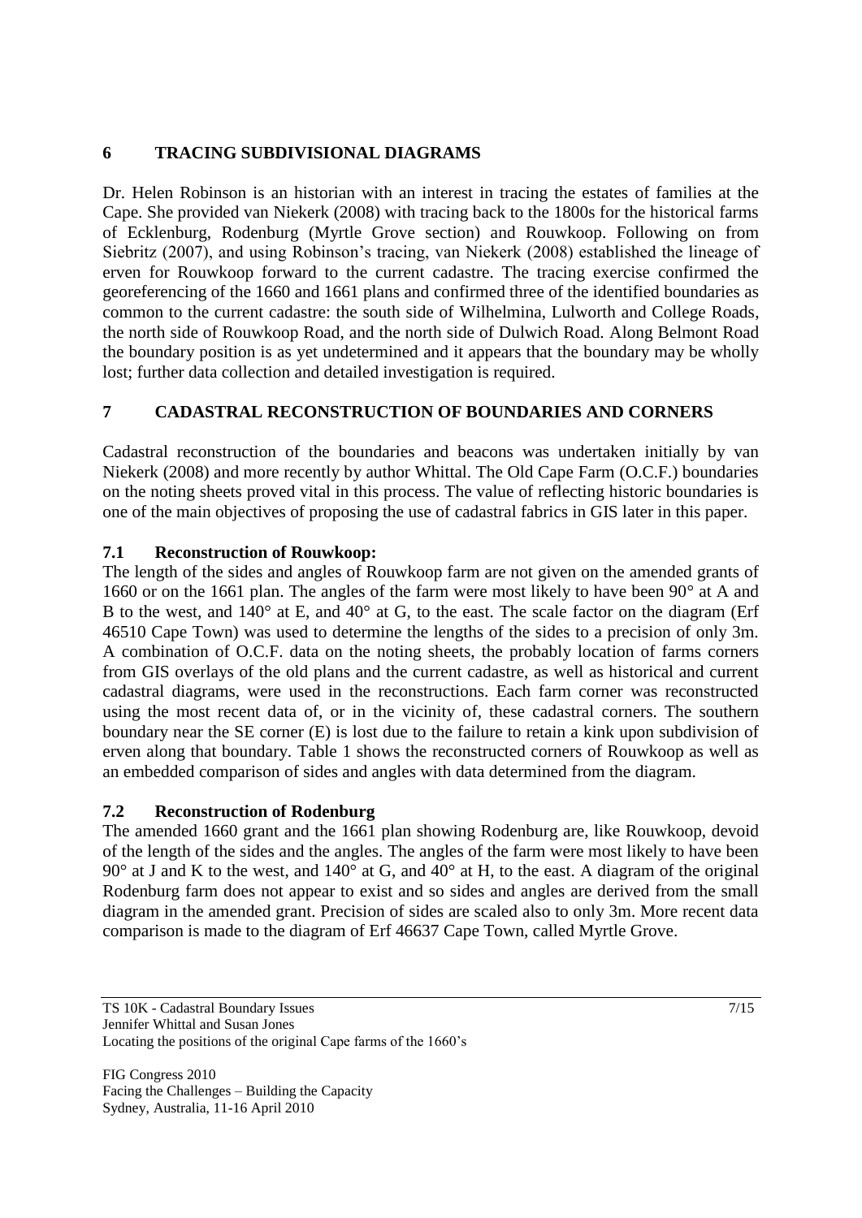## 6 TRACING SUBDIVISIONAL DIAGRAMS

Dr. Helen Robinson is an historian with an interest in tracing the estates of families at the Cape. She provided van Niekerk (2008) with tracing back to the 1800s for the historical farms of Ecklenburg, Rodenburg (Myrtle Grove section) and Rouwkoop. Following on from Siebritz (2007), and using Robinson's tracing, van Niekerk (2008) established the lineage of erven for Rouwkoop forward to the current cadastre. The tracing exercise confirmed the georeferencing of the 1660 and 1661 plans and confirmed three of the identified boundaries as common to the current cadastre: the south side of Wilhelmina, Lulworth and College Roads, the north side of Rouwkoop Road, and the north side of Dulwich Road. Along Belmont Road the boundary position is as yet undetermined and it appears that the boundary may be wholly lost; further data collection and detailed investigation is required.

## 7 CADASTRAL RECONSTRUCTION OF BOUNDARIES AND CORNERS

Cadastral reconstruction of the boundaries and beacons was undertaken initially by van Niekerk (2008) and more recently by author Whittal. The Old Cape Farm (O.C.F.) boundaries on the noting sheets proved vital in this process. The value of reflecting historic boundaries is one of the main objectives of proposing the use of cadastral fabrics in GIS later in this paper.

### 7.1 Reconstruction of Rouwkoop:

The length of the sides and angles of Rouwkoop farm are not given on the amended grants of 1660 or on the 1661 plan. The angles of the farm were most likely to have been 90° at A and B to the west, and 140° at E, and 40° at G, to the east. The scale factor on the diagram (Erf 46510 Cape Town) was used to determine the lengths of the sides to a precision of only 3m. A combination of O.C.F. data on the noting sheets, the probably location of farms corners from GIS overlays of the old plans and the current cadastre, as well as historical and current cadastral diagrams, were used in the reconstructions. Each farm corner was reconstructed using the most recent data of, or in the vicinity of, these cadastral corners. The southern boundary near the SE corner (E) is lost due to the failure to retain a kink upon subdivision of erven along that boundary. Table 1 shows the reconstructed corners of Rouwkoop as well as an embedded comparison of sides and angles with data determined from the diagram.

### 7.2 Reconstruction of Rodenburg

The amended 1660 grant and the 1661 plan showing Rodenburg are, like Rouwkoop, devoid of the length of the sides and the angles. The angles of the farm were most likely to have been 90° at J and K to the west, and 140° at G, and 40° at H, to the east. A diagram of the original Rodenburg farm does not appear to exist and so sides and angles are derived from the small diagram in the amended grant. Precision of sides are scaled also to only 3m. More recent data comparison is made to the diagram of Erf 46637 Cape Town, called Myrtle Grove.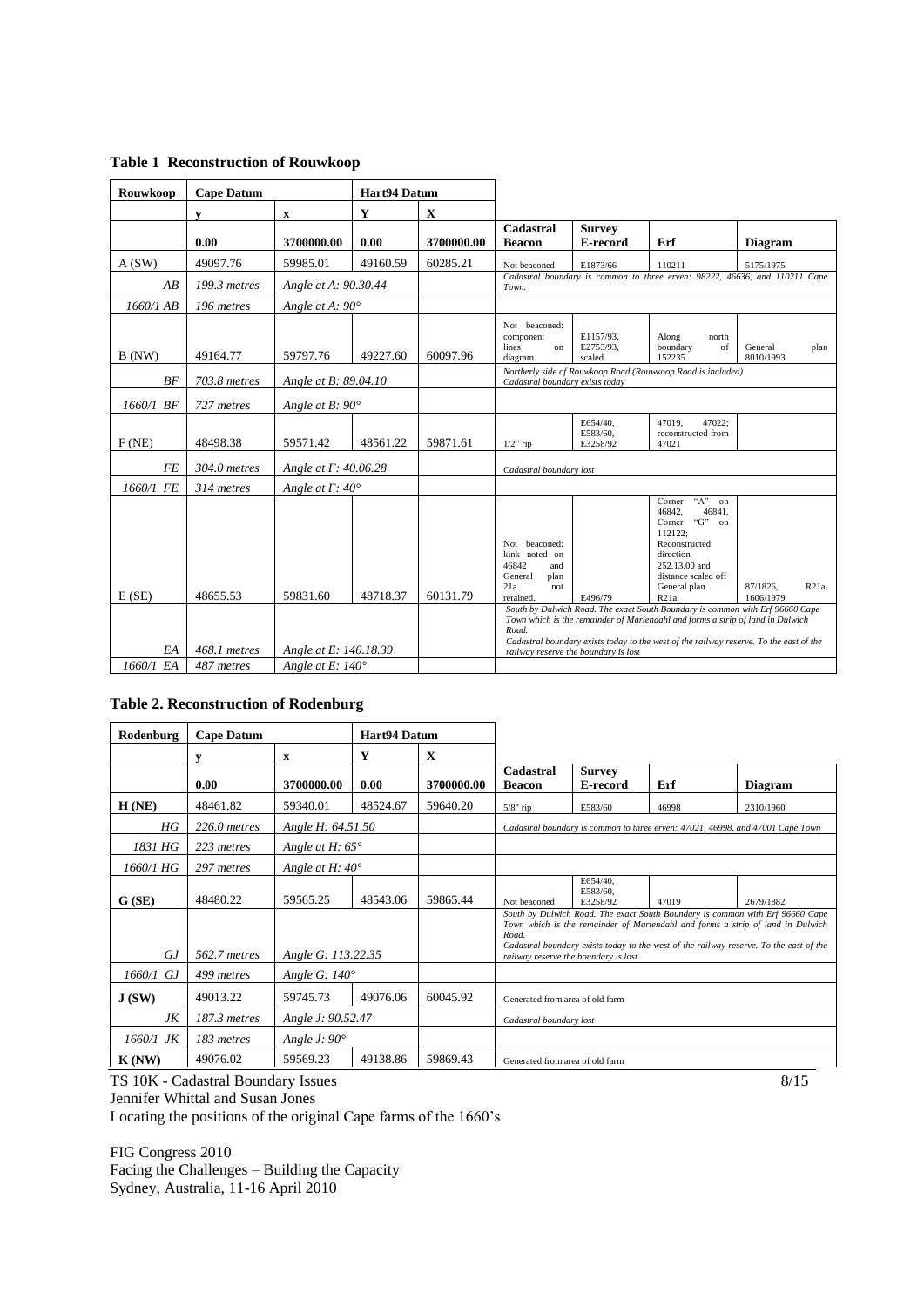**Table 1 Reconstruction of Rouwkoop**

| Rouwkoop | Cape Datum | | Hart94 Datum | | | | | |
|---|---|---|---|---|---|---|---|---|
| | y | x | Y | X | | | | |
| | 0.00 | 3700000.00 | 0.00 | 3700000.00 | Cadastral Beacon | Survey E-record | Erf | Diagram |
| A (SW) | 49097.76 | 59985.01 | 49160.59 | 60285.21 | Not beaconed | E1873/66 | 110211 | 5175/1975 |
| *AB* | *199.3 metres* | *Angle at A: 90.30.44* | | | *Cadastral boundary is common to three erven: 98222, 46636, and 110211 Cape Town.* | | | |
| *1660/1 AB* | *196 metres* | *Angle at A: 90°* | | | | | | |
| B (NW) | 49164.77 | 59797.76 | 49227.60 | 60097.96 | Not beaconed: component lines on diagram | E1157/93, E2753/93, scaled | Along north boundary of 152235 | General plan 8010/1993 |
| *BF* | *703.8 metres* | *Angle at B: 89.04.10* | | | *Northerly side of Rouwkoop Road (Rouwkoop Road is included) Cadastral boundary exists today* | | | |
| *1660/1 BF* | *727 metres* | *Angle at B: 90°* | | | | | | |
| F (NE) | 48498.38 | 59571.42 | 48561.22 | 59871.61 | 1/2" rip | E654/40, E583/60, E3258/92 | 47019, 47022; reconstructed from 47021 | |
| *FE* | *304.0 metres* | *Angle at F: 40.06.28* | | | *Cadastral boundary lost* | | | |
| *1660/1 FE* | *314 metres* | *Angle at F: 40°* | | | | | | |
| E (SE) | 48655.53 | 59831.60 | 48718.37 | 60131.79 | Not beaconed: kink noted on 46842 and General plan 21a not retained. | E496/79 | Corner "A" on 46842, 46841, Corner "G" on 112122; Reconstructed direction 252.13.00 and distance scaled off General plan R21a. | 87/1826, R21a, 1606/1979 |
| *EA* | *468.1 metres* | *Angle at E: 140.18.39* | | | *South by Dulwich Road. The exact South Boundary is common with Erf 96660 Cape Town which is the remainder of Mariendahl and forms a strip of land in Dulwich Road. Cadastral boundary exists today to the west of the railway reserve. To the east of the railway reserve the boundary is lost* | | | |
| *1660/1 EA* | *487 metres* | *Angle at E: 140°* | | | | | | |

**Table 2. Reconstruction of Rodenburg**

| Rodenburg | Cape Datum | | Hart94 Datum | | | | | |
|---|---|---|---|---|---|---|---|---|
| | y | x | Y | X | | | | |
| | 0.00 | 3700000.00 | 0.00 | 3700000.00 | Cadastral Beacon | Survey E-record | Erf | Diagram |
| **H (NE)** | 48461.82 | 59340.01 | 48524.67 | 59640.20 | 5/8" rip | E583/60 | 46998 | 2310/1960 |
| *HG* | *226.0 metres* | *Angle H: 64.51.50* | | | *Cadastral boundary is common to three erven: 47021, 46998, and 47001 Cape Town* | | | |
| *1831 HG* | *223 metres* | *Angle at H: 65°* | | | | | | |
| *1660/1 HG* | *297 metres* | *Angle at H: 40°* | | | | | | |
| **G (SE)** | 48480.22 | 59565.25 | 48543.06 | 59865.44 | Not beaconed | E654/40, E583/60, E3258/92 | 47019 | 2679/1882 |
| *GJ* | *562.7 metres* | *Angle G: 113.22.35* | | | *South by Dulwich Road. The exact South Boundary is common with Erf 96660 Cape Town which is the remainder of Mariendahl and forms a strip of land in Dulwich Road. Cadastral boundary exists today to the west of the railway reserve. To the east of the railway reserve the boundary is lost* | | | |
| *1660/1 GJ* | *499 metres* | *Angle G: 140°* | | | | | | |
| **J (SW)** | 49013.22 | 59745.73 | 49076.06 | 60045.92 | Generated from area of old farm | | | |
| *JK* | *187.3 metres* | *Angle J: 90.52.47* | | | *Cadastral boundary lost* | | | |
| *1660/1 JK* | *183 metres* | *Angle J: 90°* | | | | | | |
| **K (NW)** | 49076.02 | 59569.23 | 49138.86 | 59869.43 | Generated from area of old farm | | | |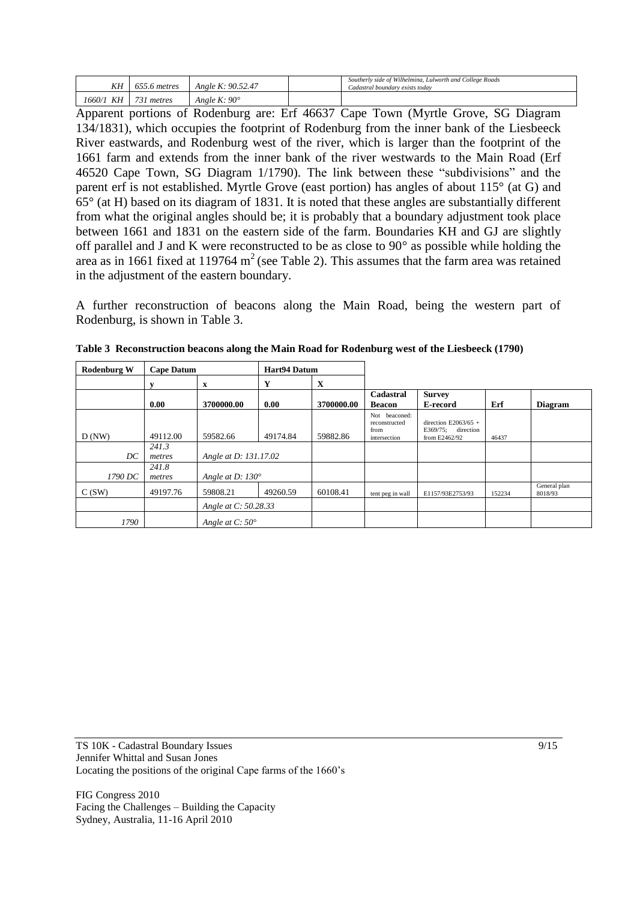| | | | | |
|---|---|---|---|---|
| *KH* | *655.6 metres* | *Angle K: 90.52.47* | | *Southerly side of Wilhelmina, Lulworth and College Roads Cadastral boundary exists today* |
| *1660/1 KH* | *731 metres* | *Angle K: 90°* | | |

Apparent portions of Rodenburg are: Erf 46637 Cape Town (Myrtle Grove, SG Diagram 134/1831), which occupies the footprint of Rodenburg from the inner bank of the Liesbeeck River eastwards, and Rodenburg west of the river, which is larger than the footprint of the 1661 farm and extends from the inner bank of the river westwards to the Main Road (Erf 46520 Cape Town, SG Diagram 1/1790). The link between these "subdivisions" and the parent erf is not established. Myrtle Grove (east portion) has angles of about 115° (at G) and 65° (at H) based on its diagram of 1831. It is noted that these angles are substantially different from what the original angles should be; it is probably that a boundary adjustment took place between 1661 and 1831 on the eastern side of the farm. Boundaries KH and GJ are slightly off parallel and J and K were reconstructed to be as close to 90° as possible while holding the area as in 1661 fixed at 119764 $m^2$ (see Table 2). This assumes that the farm area was retained in the adjustment of the eastern boundary.

A further reconstruction of beacons along the Main Road, being the western part of Rodenburg, is shown in Table 3.

**Table 3 Reconstruction beacons along the Main Road for Rodenburg west of the Liesbeeck (1790)**

| Rodenburg W | Cape Datum | | Hart94 Datum | | | | | |
|---|---|---|---|---|---|---|---|---|
| | y | x | Y | X | | | | |
| | 0.00 | 3700000.00 | 0.00 | 3700000.00 | Cadastral Beacon | Survey E-record | Erf | Diagram |
| D (NW) | 49112.00 | 59582.66 | 49174.84 | 59882.86 | Not beaconed: reconstructed from intersection | direction E2063/65 + E369/75; direction from E2462/92 | 46437 | |
| *DC* | *241.3 metres* | *Angle at D: 131.17.02* | | | | | | |
| *1790 DC* | *241.8 metres* | *Angle at D: 130°* | | | | | | |
| C (SW) | 49197.76 | 59808.21 | 49260.59 | 60108.41 | tent peg in wall | E1157/93E2753/93 | 152234 | General plan 8018/93 |
| | | *Angle at C: 50.28.33* | | | | | | |
| *1790* | | *Angle at C: 50°* | | | | | | |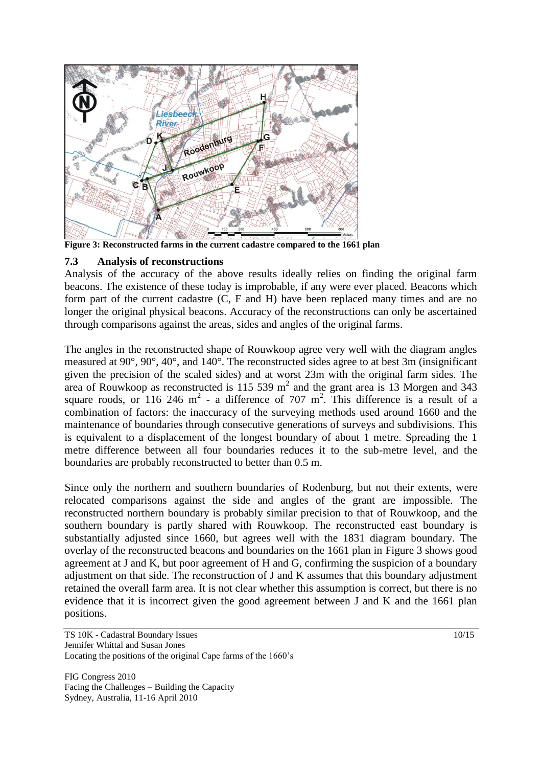N

Liesbeeck River

Roodenburg

Rouwkoop

A B C D E F G H J K

0 100 200 400 600 800 Meters

**Figure 3: Reconstructed farms in the current cadastre compared to the 1661 plan**

### 7.3 Analysis of reconstructions

Analysis of the accuracy of the above results ideally relies on finding the original farm beacons. The existence of these today is improbable, if any were ever placed. Beacons which form part of the current cadastre (C, F and H) have been replaced many times and are no longer the original physical beacons. Accuracy of the reconstructions can only be ascertained through comparisons against the areas, sides and angles of the original farms.

The angles in the reconstructed shape of Rouwkoop agree very well with the diagram angles measured at 90°, 90°, 40°, and 140°. The reconstructed sides agree to at best 3m (insignificant given the precision of the scaled sides) and at worst 23m with the original farm sides. The area of Rouwkoop as reconstructed is 115 539 $m^2$ and the grant area is 13 Morgen and 343 square roods, or 116 246 $m^2$ - a difference of 707 $m^2$. This difference is a result of a combination of factors: the inaccuracy of the surveying methods used around 1660 and the maintenance of boundaries through consecutive generations of surveys and subdivisions. This is equivalent to a displacement of the longest boundary of about 1 metre. Spreading the 1 metre difference between all four boundaries reduces it to the sub-metre level, and the boundaries are probably reconstructed to better than 0.5 m.

Since only the northern and southern boundaries of Rodenburg, but not their extents, were relocated comparisons against the side and angles of the grant are impossible. The reconstructed northern boundary is probably similar precision to that of Rouwkoop, and the southern boundary is partly shared with Rouwkoop. The reconstructed east boundary is substantially adjusted since 1660, but agrees well with the 1831 diagram boundary. The overlay of the reconstructed beacons and boundaries on the 1661 plan in Figure 3 shows good agreement at J and K, but poor agreement of H and G, confirming the suspicion of a boundary adjustment on that side. The reconstruction of J and K assumes that this boundary adjustment retained the overall farm area. It is not clear whether this assumption is correct, but there is no evidence that it is incorrect given the good agreement between J and K and the 1661 plan positions.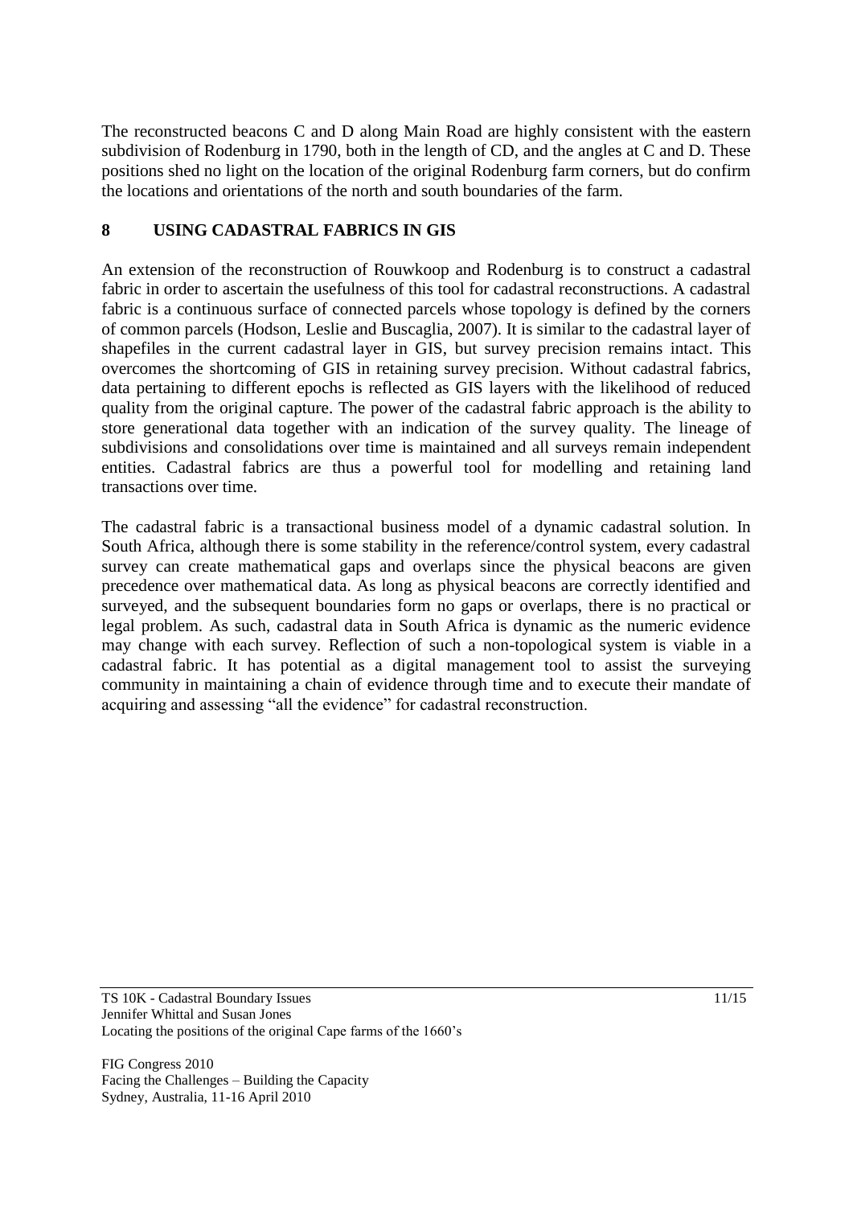The reconstructed beacons C and D along Main Road are highly consistent with the eastern subdivision of Rodenburg in 1790, both in the length of CD, and the angles at C and D. These positions shed no light on the location of the original Rodenburg farm corners, but do confirm the locations and orientations of the north and south boundaries of the farm.

## 8 USING CADASTRAL FABRICS IN GIS

An extension of the reconstruction of Rouwkoop and Rodenburg is to construct a cadastral fabric in order to ascertain the usefulness of this tool for cadastral reconstructions. A cadastral fabric is a continuous surface of connected parcels whose topology is defined by the corners of common parcels (Hodson, Leslie and Buscaglia, 2007). It is similar to the cadastral layer of shapefiles in the current cadastral layer in GIS, but survey precision remains intact. This overcomes the shortcoming of GIS in retaining survey precision. Without cadastral fabrics, data pertaining to different epochs is reflected as GIS layers with the likelihood of reduced quality from the original capture. The power of the cadastral fabric approach is the ability to store generational data together with an indication of the survey quality. The lineage of subdivisions and consolidations over time is maintained and all surveys remain independent entities. Cadastral fabrics are thus a powerful tool for modelling and retaining land transactions over time.

The cadastral fabric is a transactional business model of a dynamic cadastral solution. In South Africa, although there is some stability in the reference/control system, every cadastral survey can create mathematical gaps and overlaps since the physical beacons are given precedence over mathematical data. As long as physical beacons are correctly identified and surveyed, and the subsequent boundaries form no gaps or overlaps, there is no practical or legal problem. As such, cadastral data in South Africa is dynamic as the numeric evidence may change with each survey. Reflection of such a non-topological system is viable in a cadastral fabric. It has potential as a digital management tool to assist the surveying community in maintaining a chain of evidence through time and to execute their mandate of acquiring and assessing "all the evidence" for cadastral reconstruction.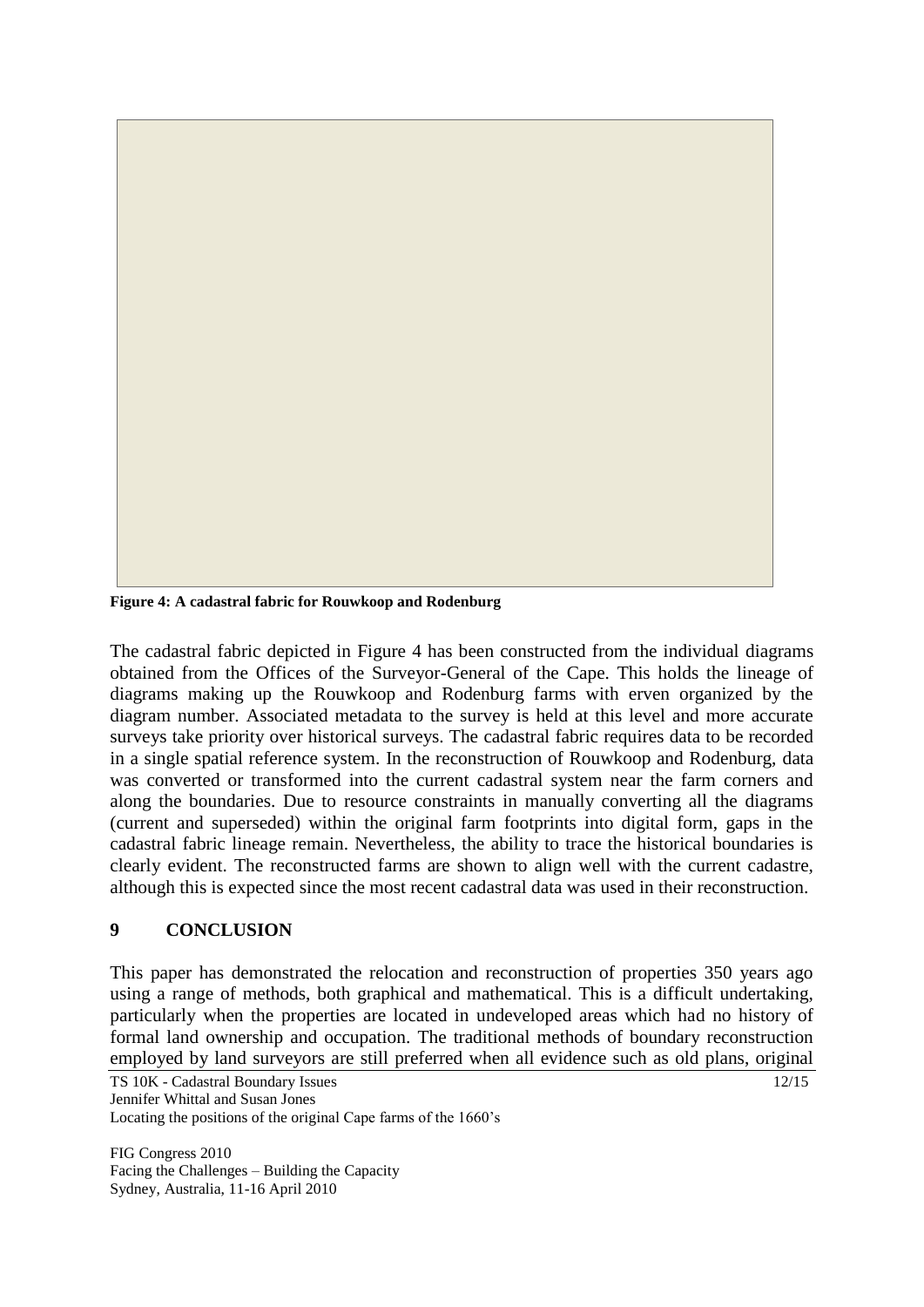**Figure 4: A cadastral fabric for Rouwkoop and Rodenburg**

The cadastral fabric depicted in Figure 4 has been constructed from the individual diagrams obtained from the Offices of the Surveyor-General of the Cape. This holds the lineage of diagrams making up the Rouwkoop and Rodenburg farms with erven organized by the diagram number. Associated metadata to the survey is held at this level and more accurate surveys take priority over historical surveys. The cadastral fabric requires data to be recorded in a single spatial reference system. In the reconstruction of Rouwkoop and Rodenburg, data was converted or transformed into the current cadastral system near the farm corners and along the boundaries. Due to resource constraints in manually converting all the diagrams (current and superseded) within the original farm footprints into digital form, gaps in the cadastral fabric lineage remain. Nevertheless, the ability to trace the historical boundaries is clearly evident. The reconstructed farms are shown to align well with the current cadastre, although this is expected since the most recent cadastral data was used in their reconstruction.

## 9 CONCLUSION

This paper has demonstrated the relocation and reconstruction of properties 350 years ago using a range of methods, both graphical and mathematical. This is a difficult undertaking, particularly when the properties are located in undeveloped areas which had no history of formal land ownership and occupation. The traditional methods of boundary reconstruction employed by land surveyors are still preferred when all evidence such as old plans, original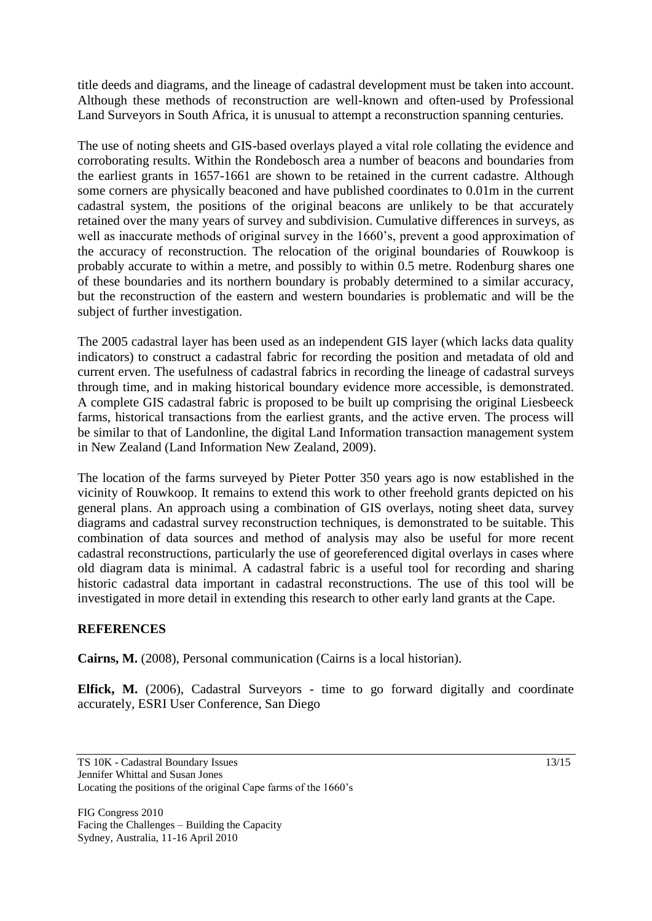title deeds and diagrams, and the lineage of cadastral development must be taken into account. Although these methods of reconstruction are well-known and often-used by Professional Land Surveyors in South Africa, it is unusual to attempt a reconstruction spanning centuries.

The use of noting sheets and GIS-based overlays played a vital role collating the evidence and corroborating results. Within the Rondebosch area a number of beacons and boundaries from the earliest grants in 1657-1661 are shown to be retained in the current cadastre. Although some corners are physically beaconed and have published coordinates to 0.01m in the current cadastral system, the positions of the original beacons are unlikely to be that accurately retained over the many years of survey and subdivision. Cumulative differences in surveys, as well as inaccurate methods of original survey in the 1660's, prevent a good approximation of the accuracy of reconstruction. The relocation of the original boundaries of Rouwkoop is probably accurate to within a metre, and possibly to within 0.5 metre. Rodenburg shares one of these boundaries and its northern boundary is probably determined to a similar accuracy, but the reconstruction of the eastern and western boundaries is problematic and will be the subject of further investigation.

The 2005 cadastral layer has been used as an independent GIS layer (which lacks data quality indicators) to construct a cadastral fabric for recording the position and metadata of old and current erven. The usefulness of cadastral fabrics in recording the lineage of cadastral surveys through time, and in making historical boundary evidence more accessible, is demonstrated. A complete GIS cadastral fabric is proposed to be built up comprising the original Liesbeeck farms, historical transactions from the earliest grants, and the active erven. The process will be similar to that of Landonline, the digital Land Information transaction management system in New Zealand (Land Information New Zealand, 2009).

The location of the farms surveyed by Pieter Potter 350 years ago is now established in the vicinity of Rouwkoop. It remains to extend this work to other freehold grants depicted on his general plans. An approach using a combination of GIS overlays, noting sheet data, survey diagrams and cadastral survey reconstruction techniques, is demonstrated to be suitable. This combination of data sources and method of analysis may also be useful for more recent cadastral reconstructions, particularly the use of georeferenced digital overlays in cases where old diagram data is minimal. A cadastral fabric is a useful tool for recording and sharing historic cadastral data important in cadastral reconstructions. The use of this tool will be investigated in more detail in extending this research to other early land grants at the Cape.

## REFERENCES

**Cairns, M.** (2008), Personal communication (Cairns is a local historian).

**Elfick, M.** (2006), Cadastral Surveyors - time to go forward digitally and coordinate accurately, ESRI User Conference, San Diego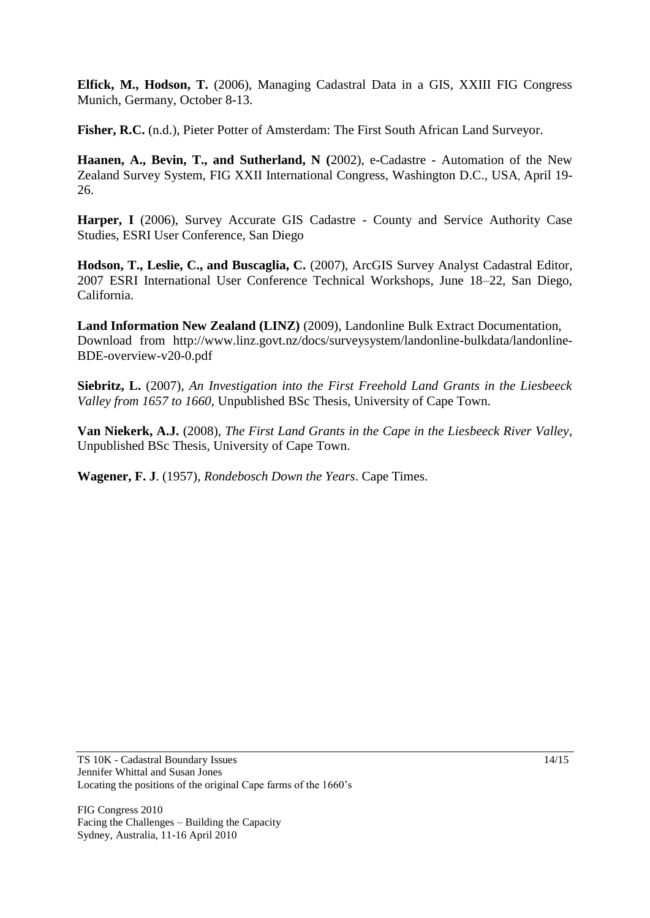**Elfick, M., Hodson, T.** (2006), Managing Cadastral Data in a GIS, XXIII FIG Congress Munich, Germany, October 8-13.

**Fisher, R.C.** (n.d.), Pieter Potter of Amsterdam: The First South African Land Surveyor.

**Haanen, A., Bevin, T., and Sutherland, N (**2002), e-Cadastre - Automation of the New Zealand Survey System, FIG XXII International Congress, Washington D.C., USA, April 19-26.

**Harper, I** (2006), Survey Accurate GIS Cadastre - County and Service Authority Case Studies, ESRI User Conference, San Diego

**Hodson, T., Leslie, C., and Buscaglia, C.** (2007), ArcGIS Survey Analyst Cadastral Editor, 2007 ESRI International User Conference Technical Workshops, June 18–22, San Diego, California.

**Land Information New Zealand (LINZ)** (2009), Landonline Bulk Extract Documentation, Download from http://www.linz.govt.nz/docs/surveysystem/landonline-bulkdata/landonline-BDE-overview-v20-0.pdf

**Siebritz, L.** (2007), *An Investigation into the First Freehold Land Grants in the Liesbeeck Valley from 1657 to 1660*, Unpublished BSc Thesis, University of Cape Town.

**Van Niekerk, A.J.** (2008), *The First Land Grants in the Cape in the Liesbeeck River Valley*, Unpublished BSc Thesis, University of Cape Town.

**Wagener, F. J**. (1957), *Rondebosch Down the Years*. Cape Times.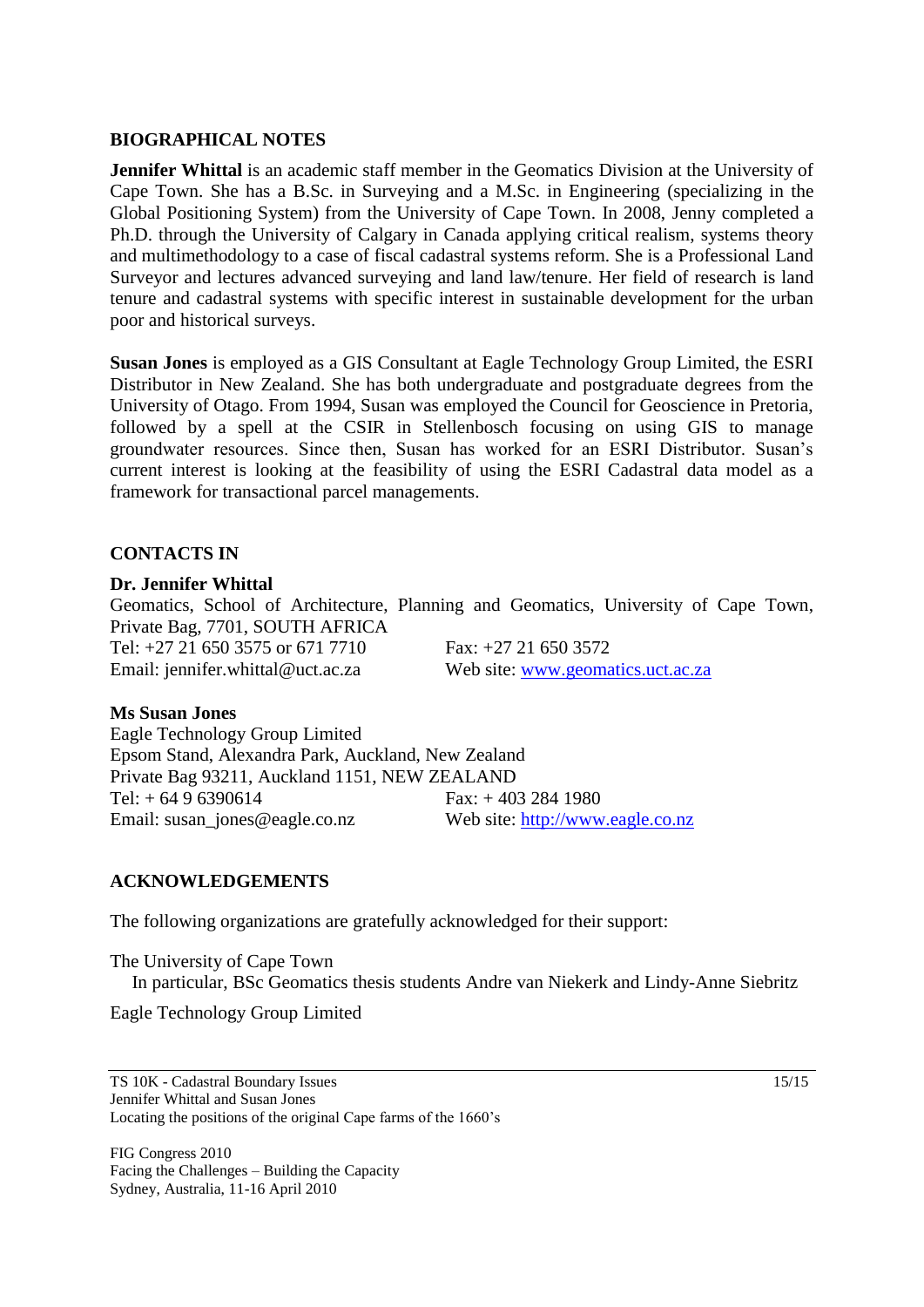## BIOGRAPHICAL NOTES

**Jennifer Whittal** is an academic staff member in the Geomatics Division at the University of Cape Town. She has a B.Sc. in Surveying and a M.Sc. in Engineering (specializing in the Global Positioning System) from the University of Cape Town. In 2008, Jenny completed a Ph.D. through the University of Calgary in Canada applying critical realism, systems theory and multimethodology to a case of fiscal cadastral systems reform. She is a Professional Land Surveyor and lectures advanced surveying and land law/tenure. Her field of research is land tenure and cadastral systems with specific interest in sustainable development for the urban poor and historical surveys.

**Susan Jones** is employed as a GIS Consultant at Eagle Technology Group Limited, the ESRI Distributor in New Zealand. She has both undergraduate and postgraduate degrees from the University of Otago. From 1994, Susan was employed the Council for Geoscience in Pretoria, followed by a spell at the CSIR in Stellenbosch focusing on using GIS to manage groundwater resources. Since then, Susan has worked for an ESRI Distributor. Susan's current interest is looking at the feasibility of using the ESRI Cadastral data model as a framework for transactional parcel managements.

## CONTACTS IN

**Dr. Jennifer Whittal**
Geomatics, School of Architecture, Planning and Geomatics, University of Cape Town, Private Bag, 7701, SOUTH AFRICA
Tel: +27 21 650 3575 or 671 7710
Fax: +27 21 650 3572
Email: jennifer.whittal@uct.ac.za
Web site: www.geomatics.uct.ac.za

**Ms Susan Jones**
Eagle Technology Group Limited
Epsom Stand, Alexandra Park, Auckland, New Zealand
Private Bag 93211, Auckland 1151, NEW ZEALAND
Tel: + 64 9 6390614
Fax: + 403 284 1980
Email: susan_jones@eagle.co.nz
Web site: http://www.eagle.co.nz

## ACKNOWLEDGEMENTS

The following organizations are gratefully acknowledged for their support:

The University of Cape Town
In particular, BSc Geomatics thesis students Andre van Niekerk and Lindy-Anne Siebritz

Eagle Technology Group Limited